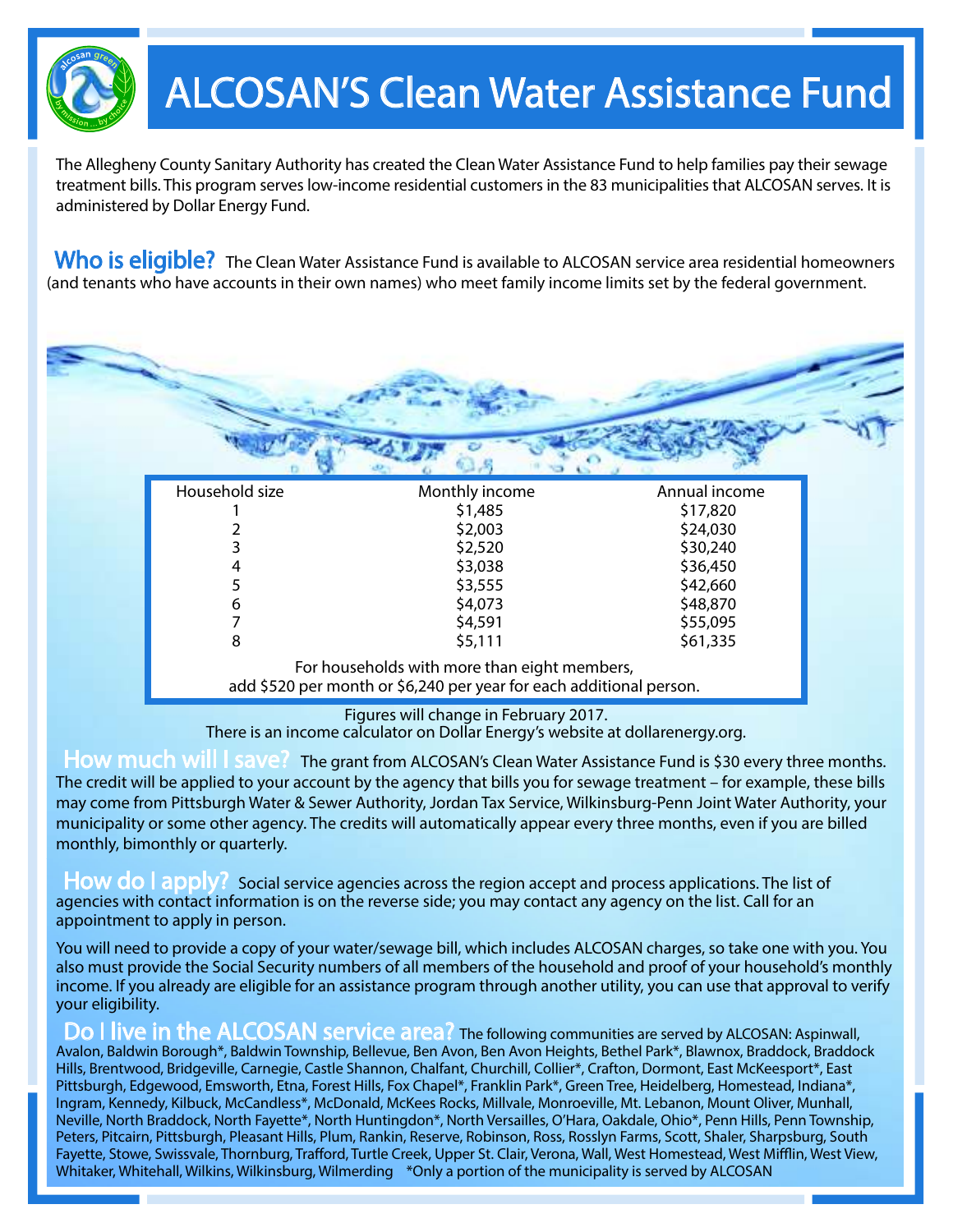# ALCOSAN'S Clean Water Assistance Fund

The Allegheny County Sanitary Authority has created the Clean Water Assistance Fund to help families pay their sewage treatment bills. This program serves low-income residential customers in the 83 municipalities that ALCOSAN serves. It is administered by Dollar Energy Fund.

**Who is eligible?** The Clean Water Assistance Fund is available to ALCOSAN service area residential homeowners (and tenants who have accounts in their own names) who meet family income limits set by the federal government.

| Household size | Monthly income | Annual income |
|---|---|---|
| 1 | $1,485 | $17,820 |
| 2 | $2,003 | $24,030 |
| 3 | $2,520 | $30,240 |
| 4 | $3,038 | $36,450 |
| 5 | $3,555 | $42,660 |
| 6 | $4,073 | $48,870 |
| 7 | $4,591 | $55,095 |
| 8 | $5,111 | $61,335 |

For households with more than eight members, add $520 per month or $6,240 per year for each additional person.

Figures will change in February 2017.
There is an income calculator on Dollar Energy's website at dollarenergy.org.

**How much will I save?** The grant from ALCOSAN's Clean Water Assistance Fund is $30 every three months. The credit will be applied to your account by the agency that bills you for sewage treatment – for example, these bills may come from Pittsburgh Water & Sewer Authority, Jordan Tax Service, Wilkinsburg-Penn Joint Water Authority, your municipality or some other agency. The credits will automatically appear every three months, even if you are billed monthly, bimonthly or quarterly.

**How do I apply?** Social service agencies across the region accept and process applications. The list of agencies with contact information is on the reverse side; you may contact any agency on the list. Call for an appointment to apply in person.

You will need to provide a copy of your water/sewage bill, which includes ALCOSAN charges, so take one with you. You also must provide the Social Security numbers of all members of the household and proof of your household's monthly income. If you already are eligible for an assistance program through another utility, you can use that approval to verify your eligibility.

**Do I live in the ALCOSAN service area?** The following communities are served by ALCOSAN: Aspinwall, Avalon, Baldwin Borough*, Baldwin Township, Bellevue, Ben Avon, Ben Avon Heights, Bethel Park*, Blawnox, Braddock, Braddock Hills, Brentwood, Bridgeville, Carnegie, Castle Shannon, Chalfant, Churchill, Collier*, Crafton, Dormont, East McKeesport*, East Pittsburgh, Edgewood, Emsworth, Etna, Forest Hills, Fox Chapel*, Franklin Park*, Green Tree, Heidelberg, Homestead, Indiana*, Ingram, Kennedy, Kilbuck, McCandless*, McDonald, McKees Rocks, Millvale, Monroeville, Mt. Lebanon, Mount Oliver, Munhall, Neville, North Braddock, North Fayette*, North Huntingdon*, North Versailles, O'Hara, Oakdale, Ohio*, Penn Hills, Penn Township, Peters, Pitcairn, Pittsburgh, Pleasant Hills, Plum, Rankin, Reserve, Robinson, Ross, Rosslyn Farms, Scott, Shaler, Sharpsburg, South Fayette, Stowe, Swissvale, Thornburg, Trafford, Turtle Creek, Upper St. Clair, Verona, Wall, West Homestead, West Mifflin, West View, Whitaker, Whitehall, Wilkins, Wilkinsburg, Wilmerding *Only a portion of the municipality is served by ALCOSAN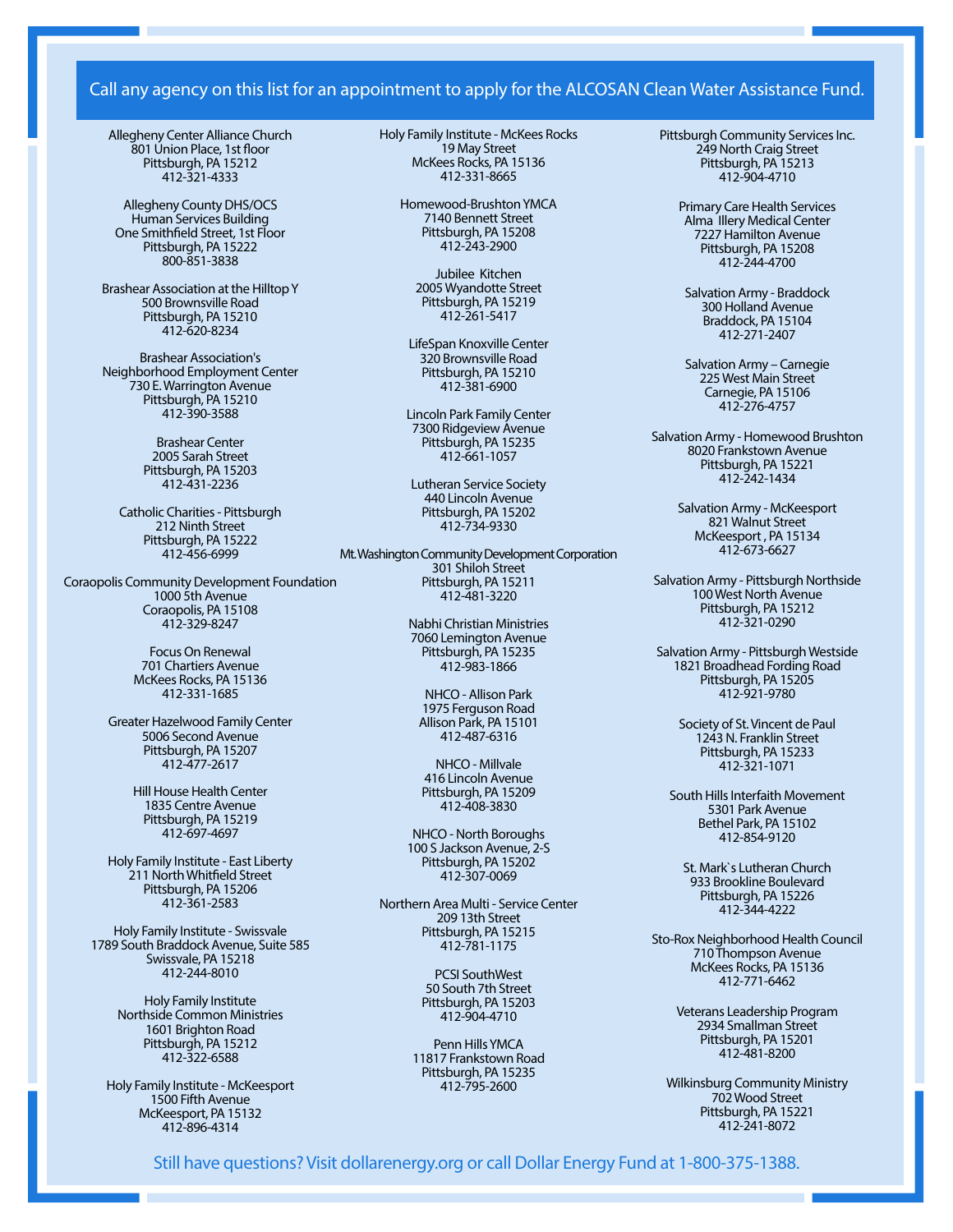## Call any agency on this list for an appointment to apply for the ALCOSAN Clean Water Assistance Fund.

Allegheny Center Alliance Church
801 Union Place, 1st floor
Pittsburgh, PA 15212
412-321-4333

Allegheny County DHS/OCS
Human Services Building
One Smithfield Street, 1st Floor
Pittsburgh, PA 15222
800-851-3838

Brashear Association at the Hilltop Y
500 Brownsville Road
Pittsburgh, PA 15210
412-620-8234

Brashear Association's
Neighborhood Employment Center
730 E. Warrington Avenue
Pittsburgh, PA 15210
412-390-3588

Brashear Center
2005 Sarah Street
Pittsburgh, PA 15203
412-431-2236

Catholic Charities - Pittsburgh
212 Ninth Street
Pittsburgh, PA 15222
412-456-6999

Coraopolis Community Development Foundation
1000 5th Avenue
Coraopolis, PA 15108
412-329-8247

Focus On Renewal
701 Chartiers Avenue
McKees Rocks, PA 15136
412-331-1685

Greater Hazelwood Family Center
5006 Second Avenue
Pittsburgh, PA 15207
412-477-2617

Hill House Health Center
1835 Centre Avenue
Pittsburgh, PA 15219
412-697-4697

Holy Family Institute - East Liberty
211 North Whitfield Street
Pittsburgh, PA 15206
412-361-2583

Holy Family Institute - Swissvale
1789 South Braddock Avenue, Suite 585
Swissvale, PA 15218
412-244-8010

Holy Family Institute
Northside Common Ministries
1601 Brighton Road
Pittsburgh, PA 15212
412-322-6588

Holy Family Institute - McKeesport
1500 Fifth Avenue
McKeesport, PA 15132
412-896-4314

Holy Family Institute - McKees Rocks
19 May Street
McKees Rocks, PA 15136
412-331-8665

Homewood-Brushton YMCA
7140 Bennett Street
Pittsburgh, PA 15208
412-243-2900

Jubilee Kitchen
2005 Wyandotte Street
Pittsburgh, PA 15219
412-261-5417

LifeSpan Knoxville Center
320 Brownsville Road
Pittsburgh, PA 15210
412-381-6900

Lincoln Park Family Center
7300 Ridgeview Avenue
Pittsburgh, PA 15235
412-661-1057

Lutheran Service Society
440 Lincoln Avenue
Pittsburgh, PA 15202
412-734-9330

Mt. Washington Community Development Corporation
301 Shiloh Street
Pittsburgh, PA 15211
412-481-3220

Nabhi Christian Ministries
7060 Lemington Avenue
Pittsburgh, PA 15235
412-983-1866

NHCO - Allison Park
1975 Ferguson Road
Allison Park, PA 15101
412-487-6316

NHCO - Millvale
416 Lincoln Avenue
Pittsburgh, PA 15209
412-408-3830

NHCO - North Boroughs
100 S Jackson Avenue, 2-S
Pittsburgh, PA 15202
412-307-0069

Northern Area Multi - Service Center
209 13th Street
Pittsburgh, PA 15215
412-781-1175

PCSI SouthWest
50 South 7th Street
Pittsburgh, PA 15203
412-904-4710

Penn Hills YMCA
11817 Frankstown Road
Pittsburgh, PA 15235
412-795-2600

Pittsburgh Community Services Inc.
249 North Craig Street
Pittsburgh, PA 15213
412-904-4710

Primary Care Health Services
Alma Illery Medical Center
7227 Hamilton Avenue
Pittsburgh, PA 15208
412-244-4700

Salvation Army - Braddock
300 Holland Avenue
Braddock, PA 15104
412-271-2407

Salvation Army – Carnegie
225 West Main Street
Carnegie, PA 15106
412-276-4757

Salvation Army - Homewood Brushton
8020 Frankstown Avenue
Pittsburgh, PA 15221
412-242-1434

Salvation Army - McKeesport
821 Walnut Street
McKeesport , PA 15134
412-673-6627

Salvation Army - Pittsburgh Northside
100 West North Avenue
Pittsburgh, PA 15212
412-321-0290

Salvation Army - Pittsburgh Westside
1821 Broadhead Fording Road
Pittsburgh, PA 15205
412-921-9780

Society of St. Vincent de Paul
1243 N. Franklin Street
Pittsburgh, PA 15233
412-321-1071

South Hills Interfaith Movement
5301 Park Avenue
Bethel Park, PA 15102
412-854-9120

St. Mark`s Lutheran Church
933 Brookline Boulevard
Pittsburgh, PA 15226
412-344-4222

Sto-Rox Neighborhood Health Council
710 Thompson Avenue
McKees Rocks, PA 15136
412-771-6462

Veterans Leadership Program
2934 Smallman Street
Pittsburgh, PA 15201
412-481-8200

Wilkinsburg Community Ministry
702 Wood Street
Pittsburgh, PA 15221
412-241-8072

Still have questions? Visit dollarenergy.org or call Dollar Energy Fund at 1-800-375-1388.